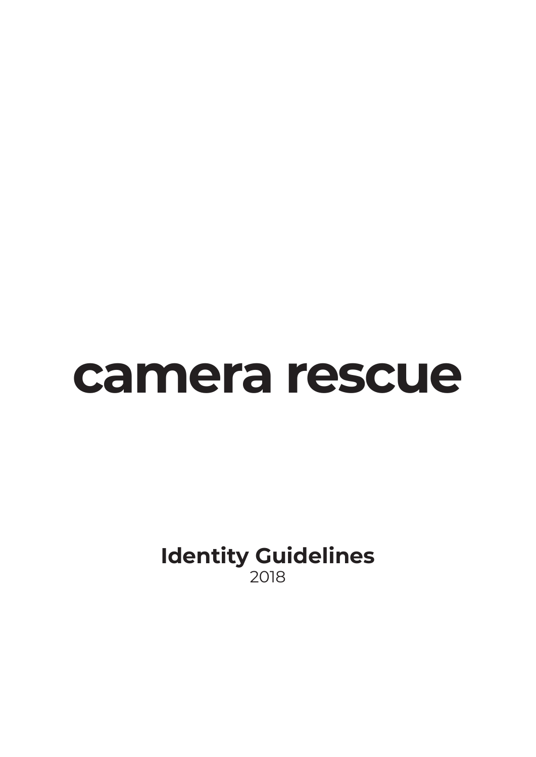# camera rescue

**Identity Guidelines**
2018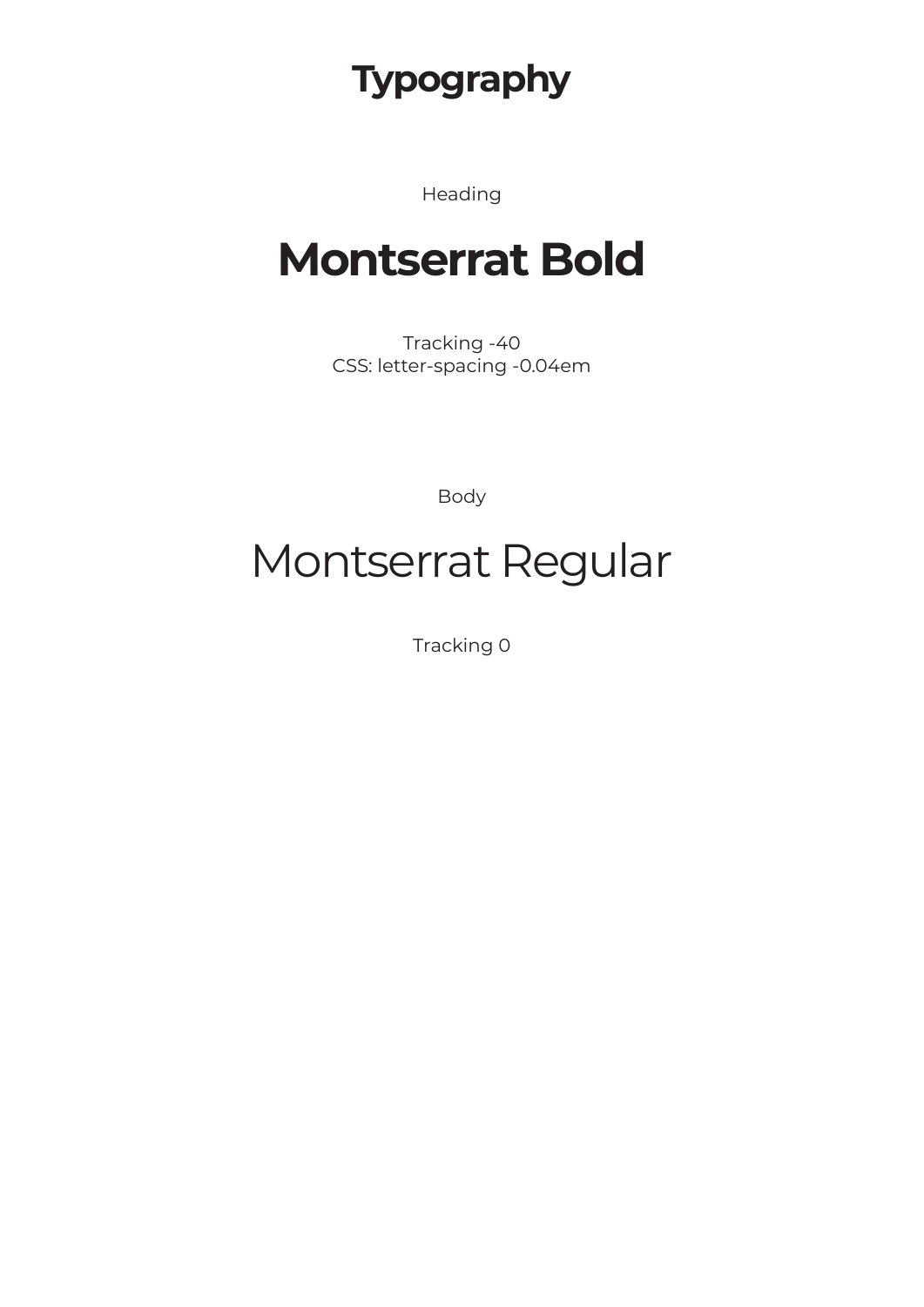# Typography

Heading

## Montserrat Bold

Tracking -40
CSS: letter-spacing -0.04em

Body

Montserrat Regular

Tracking 0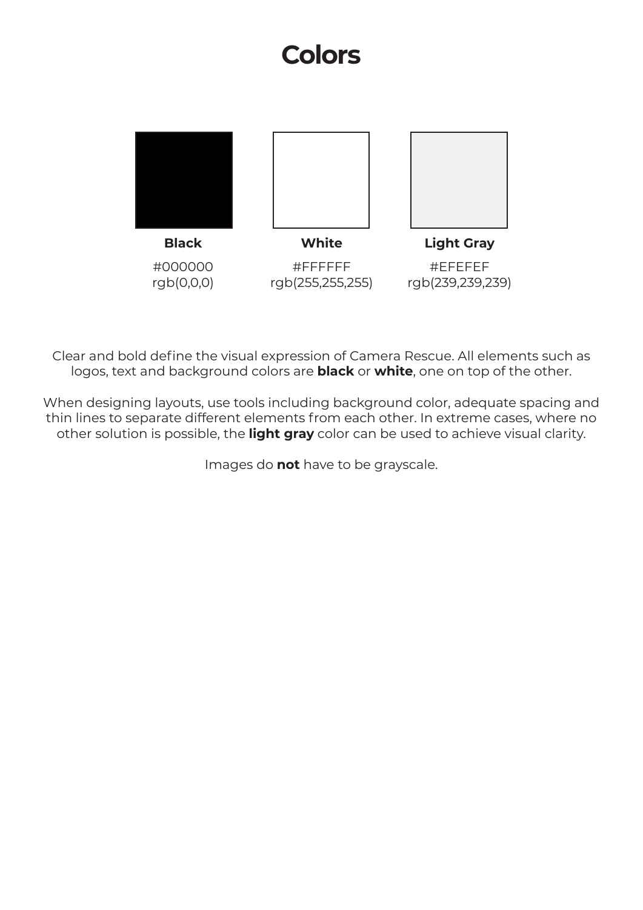# Colors

| Black | White | Light Gray |
| --- | --- | --- |
| #000000 | #FFFFFF | #EFEFEF |
| rgb(0,0,0) | rgb(255,255,255) | rgb(239,239,239) |

Clear and bold define the visual expression of Camera Rescue. All elements such as logos, text and background colors are **black** or **white**, one on top of the other.

When designing layouts, use tools including background color, adequate spacing and thin lines to separate different elements from each other. In extreme cases, where no other solution is possible, the **light gray** color can be used to achieve visual clarity.

Images do **not** have to be grayscale.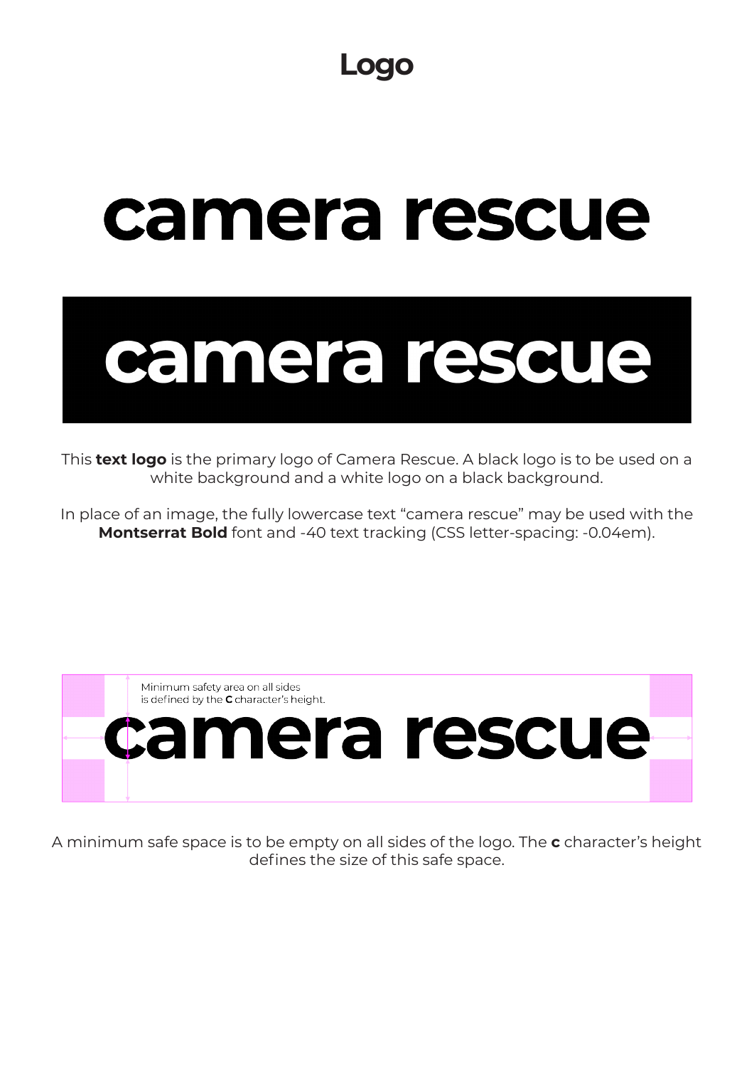# Logo

camera rescue

camera rescue

This **text logo** is the primary logo of Camera Rescue. A black logo is to be used on a white background and a white logo on a black background.

In place of an image, the fully lowercase text "camera rescue" may be used with the **Montserrat Bold** font and -40 text tracking (CSS letter-spacing: -0.04em).

Minimum safety area on all sides is defined by the **C** character's height.

camera rescue

A minimum safe space is to be empty on all sides of the logo. The **c** character's height defines the size of this safe space.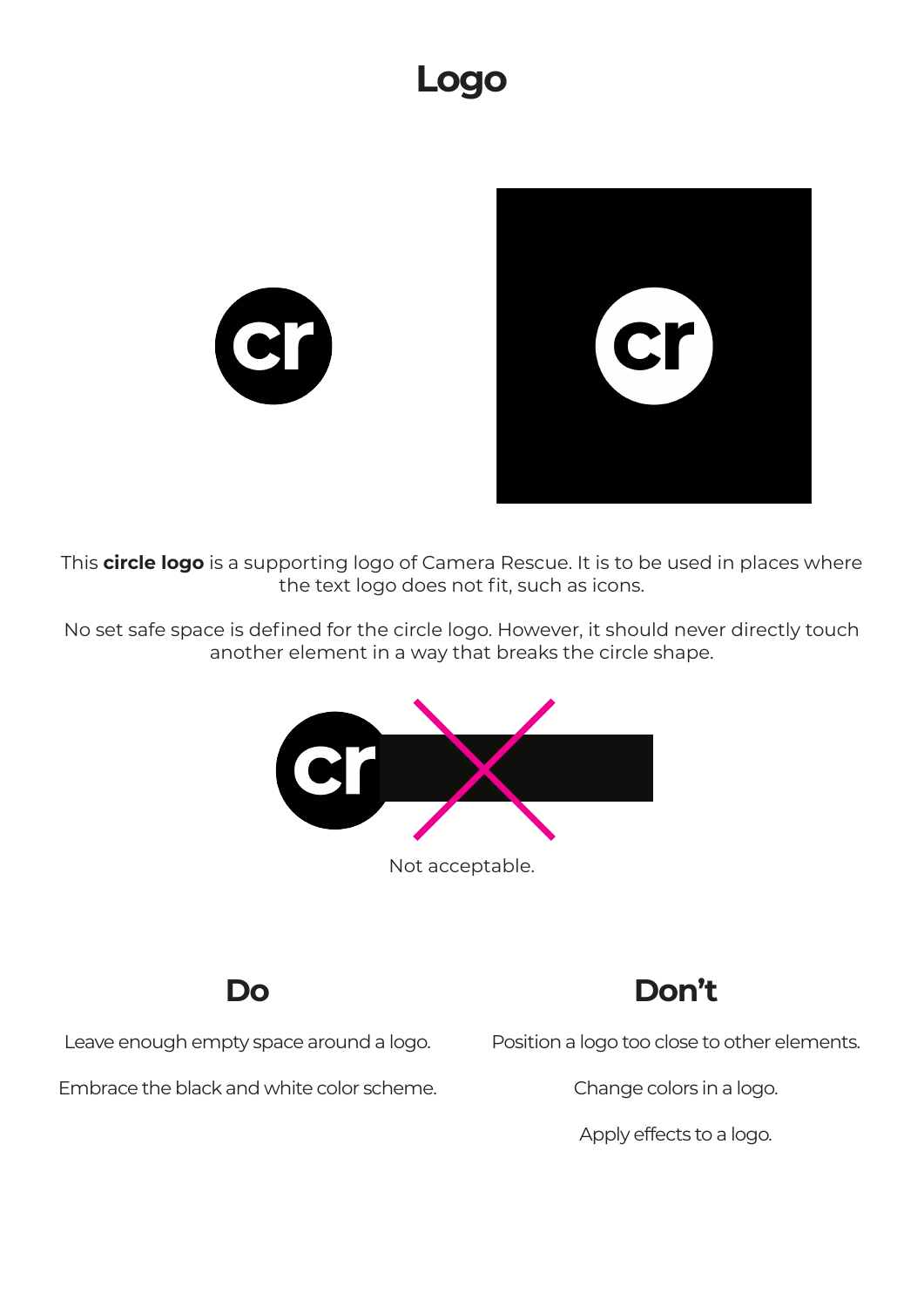# Logo

This **circle logo** is a supporting logo of Camera Rescue. It is to be used in places where the text logo does not fit, such as icons.

No set safe space is defined for the circle logo. However, it should never directly touch another element in a way that breaks the circle shape.

Not acceptable.

## Do

Leave enough empty space around a logo.

Embrace the black and white color scheme.

## Don't

Position a logo too close to other elements.

Change colors in a logo.

Apply effects to a logo.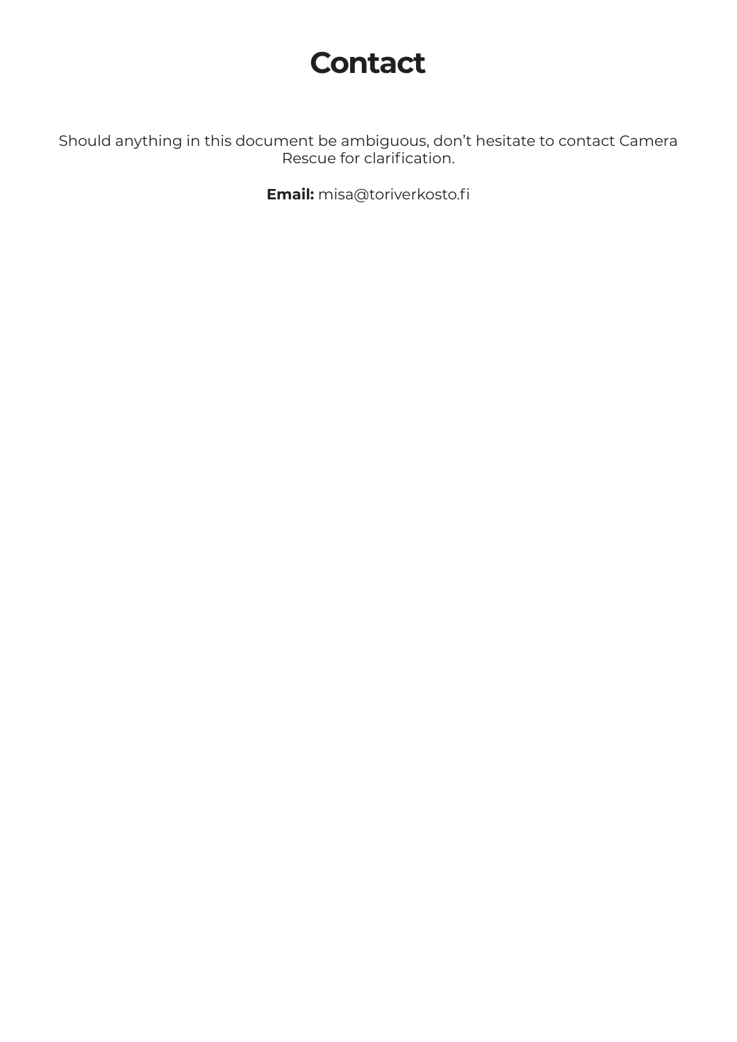# Contact

Should anything in this document be ambiguous, don't hesitate to contact Camera Rescue for clarification.

**Email:** misa@toriverkosto.fi